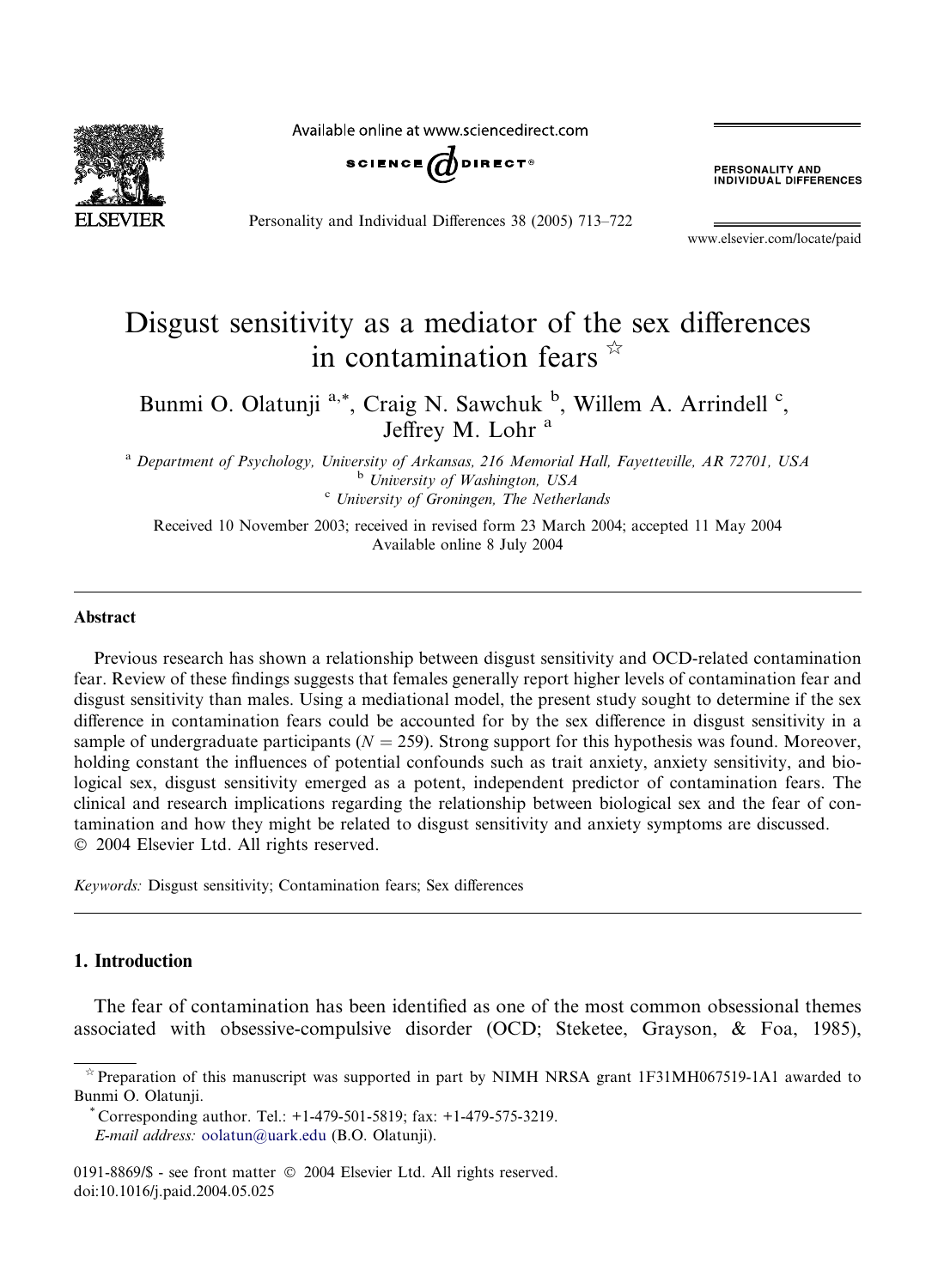# Disgust sensitivity as a mediator of the sex differences in contamination fears ☆

Bunmi O. Olatunji [a,*], Craig N. Sawchuk [b], Willem A. Arrindell [c], Jeffrey M. Lohr [a]

[a] Department of Psychology, University of Arkansas, 216 Memorial Hall, Fayetteville, AR 72701, USA
[b] University of Washington, USA
[c] University of Groningen, The Netherlands

Received 10 November 2003; received in revised form 23 March 2004; accepted 11 May 2004
Available online 8 July 2004

## Abstract

Previous research has shown a relationship between disgust sensitivity and OCD-related contamination fear. Review of these findings suggests that females generally report higher levels of contamination fear and disgust sensitivity than males. Using a mediational model, the present study sought to determine if the sex difference in contamination fears could be accounted for by the sex difference in disgust sensitivity in a sample of undergraduate participants ($N = 259$). Strong support for this hypothesis was found. Moreover, holding constant the influences of potential confounds such as trait anxiety, anxiety sensitivity, and biological sex, disgust sensitivity emerged as a potent, independent predictor of contamination fears. The clinical and research implications regarding the relationship between biological sex and the fear of contamination and how they might be related to disgust sensitivity and anxiety symptoms are discussed.
© 2004 Elsevier Ltd. All rights reserved.

*Keywords:* Disgust sensitivity; Contamination fears; Sex differences

## 1. Introduction

The fear of contamination has been identified as one of the most common obsessional themes associated with obsessive-compulsive disorder (OCD; Steketee, Grayson, & Foa, 1985),

☆ Preparation of this manuscript was supported in part by NIMH NRSA grant 1F31MH067519-1A1 awarded to Bunmi O. Olatunji.

\* Corresponding author. Tel.: +1-479-501-5819; fax: +1-479-575-3219.
*E-mail address:* oolatun@uark.edu (B.O. Olatunji).

0191-8869/$ - see front matter © 2004 Elsevier Ltd. All rights reserved.
doi:10.1016/j.paid.2004.05.025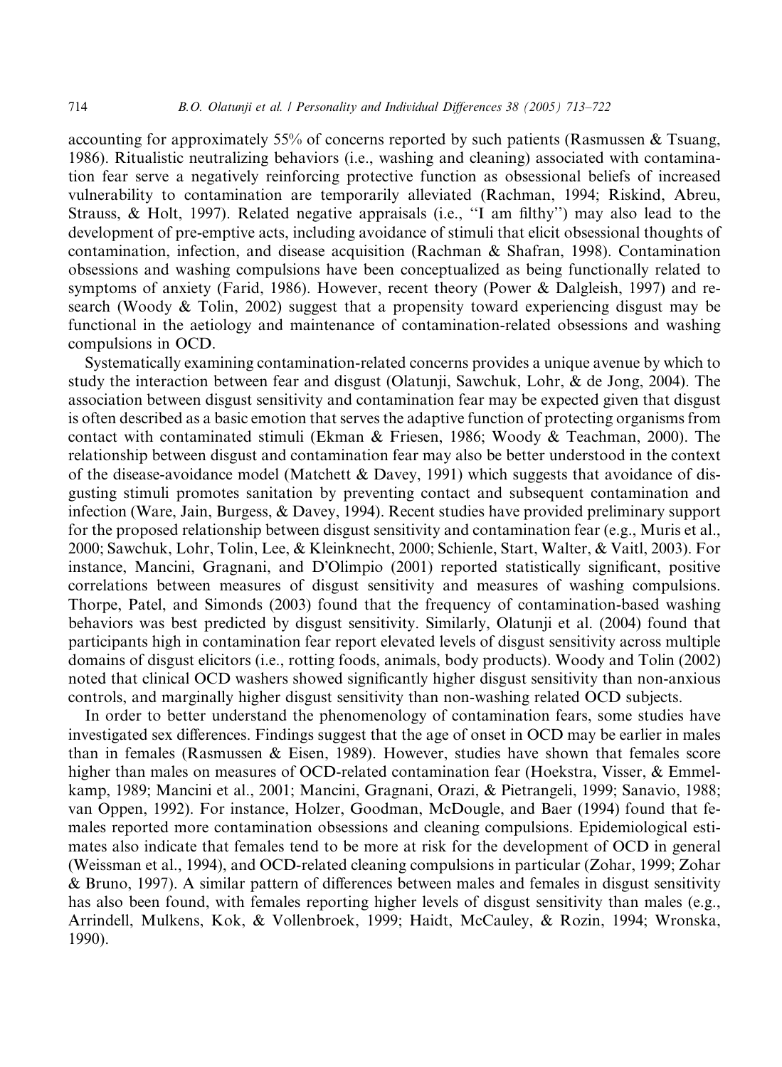accounting for approximately 55% of concerns reported by such patients (Rasmussen & Tsuang, 1986). Ritualistic neutralizing behaviors (i.e., washing and cleaning) associated with contamination fear serve a negatively reinforcing protective function as obsessional beliefs of increased vulnerability to contamination are temporarily alleviated (Rachman, 1994; Riskind, Abreu, Strauss, & Holt, 1997). Related negative appraisals (i.e., ''I am filthy'') may also lead to the development of pre-emptive acts, including avoidance of stimuli that elicit obsessional thoughts of contamination, infection, and disease acquisition (Rachman & Shafran, 1998). Contamination obsessions and washing compulsions have been conceptualized as being functionally related to symptoms of anxiety (Farid, 1986). However, recent theory (Power & Dalgleish, 1997) and research (Woody & Tolin, 2002) suggest that a propensity toward experiencing disgust may be functional in the aetiology and maintenance of contamination-related obsessions and washing compulsions in OCD.

Systematically examining contamination-related concerns provides a unique avenue by which to study the interaction between fear and disgust (Olatunji, Sawchuk, Lohr, & de Jong, 2004). The association between disgust sensitivity and contamination fear may be expected given that disgust is often described as a basic emotion that serves the adaptive function of protecting organisms from contact with contaminated stimuli (Ekman & Friesen, 1986; Woody & Teachman, 2000). The relationship between disgust and contamination fear may also be better understood in the context of the disease-avoidance model (Matchett & Davey, 1991) which suggests that avoidance of disgusting stimuli promotes sanitation by preventing contact and subsequent contamination and infection (Ware, Jain, Burgess, & Davey, 1994). Recent studies have provided preliminary support for the proposed relationship between disgust sensitivity and contamination fear (e.g., Muris et al., 2000; Sawchuk, Lohr, Tolin, Lee, & Kleinknecht, 2000; Schienle, Start, Walter, & Vaitl, 2003). For instance, Mancini, Gragnani, and D'Olimpio (2001) reported statistically significant, positive correlations between measures of disgust sensitivity and measures of washing compulsions. Thorpe, Patel, and Simonds (2003) found that the frequency of contamination-based washing behaviors was best predicted by disgust sensitivity. Similarly, Olatunji et al. (2004) found that participants high in contamination fear report elevated levels of disgust sensitivity across multiple domains of disgust elicitors (i.e., rotting foods, animals, body products). Woody and Tolin (2002) noted that clinical OCD washers showed significantly higher disgust sensitivity than non-anxious controls, and marginally higher disgust sensitivity than non-washing related OCD subjects.

In order to better understand the phenomenology of contamination fears, some studies have investigated sex differences. Findings suggest that the age of onset in OCD may be earlier in males than in females (Rasmussen & Eisen, 1989). However, studies have shown that females score higher than males on measures of OCD-related contamination fear (Hoekstra, Visser, & Emmelkamp, 1989; Mancini et al., 2001; Mancini, Gragnani, Orazi, & Pietrangeli, 1999; Sanavio, 1988; van Oppen, 1992). For instance, Holzer, Goodman, McDougle, and Baer (1994) found that females reported more contamination obsessions and cleaning compulsions. Epidemiological estimates also indicate that females tend to be more at risk for the development of OCD in general (Weissman et al., 1994), and OCD-related cleaning compulsions in particular (Zohar, 1999; Zohar & Bruno, 1997). A similar pattern of differences between males and females in disgust sensitivity has also been found, with females reporting higher levels of disgust sensitivity than males (e.g., Arrindell, Mulkens, Kok, & Vollenbroek, 1999; Haidt, McCauley, & Rozin, 1994; Wronska, 1990).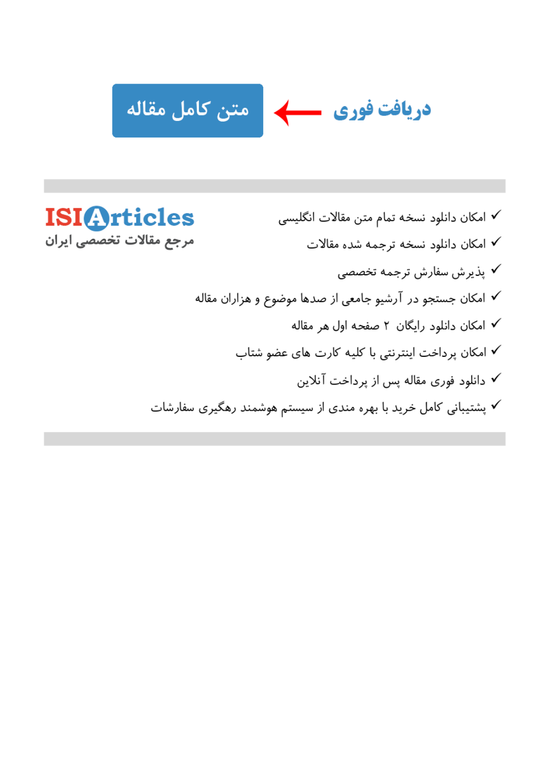دریافت فوری ← **متن کامل مقاله**

**ISIArticles**
مرجع مقالات تخصصی ایران

- ✓ امکان دانلود نسخه تمام متن مقالات انگلیسی
- ✓ امکان دانلود نسخه ترجمه شده مقالات
- ✓ پذیرش سفارش ترجمه تخصصی
- ✓ امکان جستجو در آرشیو جامعی از صدها موضوع و هزاران مقاله
- ✓ امکان دانلود رایگان ۲ صفحه اول هر مقاله
- ✓ امکان پرداخت اینترنتی با کلیه کارت های عضو شتاب
- ✓ دانلود فوری مقاله پس از پرداخت آنلاین
- ✓ پشتیبانی کامل خرید با بهره مندی از سیستم هوشمند رهگیری سفارشات